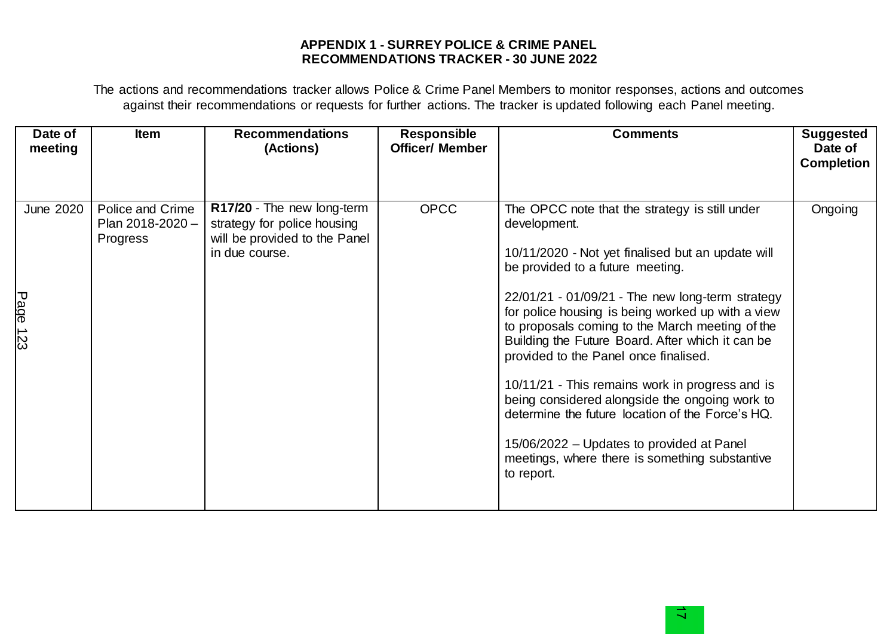**APPENDIX 1 - SURREY POLICE & CRIME PANEL**
**RECOMMENDATIONS TRACKER - 30 JUNE 2022**

The actions and recommendations tracker allows Police & Crime Panel Members to monitor responses, actions and outcomes against their recommendations or requests for further actions. The tracker is updated following each Panel meeting.

| Date of meeting | Item | Recommendations (Actions) | Responsible Officer/ Member | Comments | Suggested Date of Completion |
|---|---|---|---|---|---|
| June 2020 | Police and Crime Plan 2018-2020 – Progress | **R17/20** - The new long-term strategy for police housing will be provided to the Panel in due course. | OPCC | The OPCC note that the strategy is still under development.<br><br>10/11/2020 - Not yet finalised but an update will be provided to a future meeting.<br><br>22/01/21 - 01/09/21 - The new long-term strategy for police housing is being worked up with a view to proposals coming to the March meeting of the Building the Future Board. After which it can be provided to the Panel once finalised.<br><br>10/11/21 - This remains work in progress and is being considered alongside the ongoing work to determine the future location of the Force's HQ.<br><br>15/06/2022 – Updates to provided at Panel meetings, where there is something substantive to report. | Ongoing |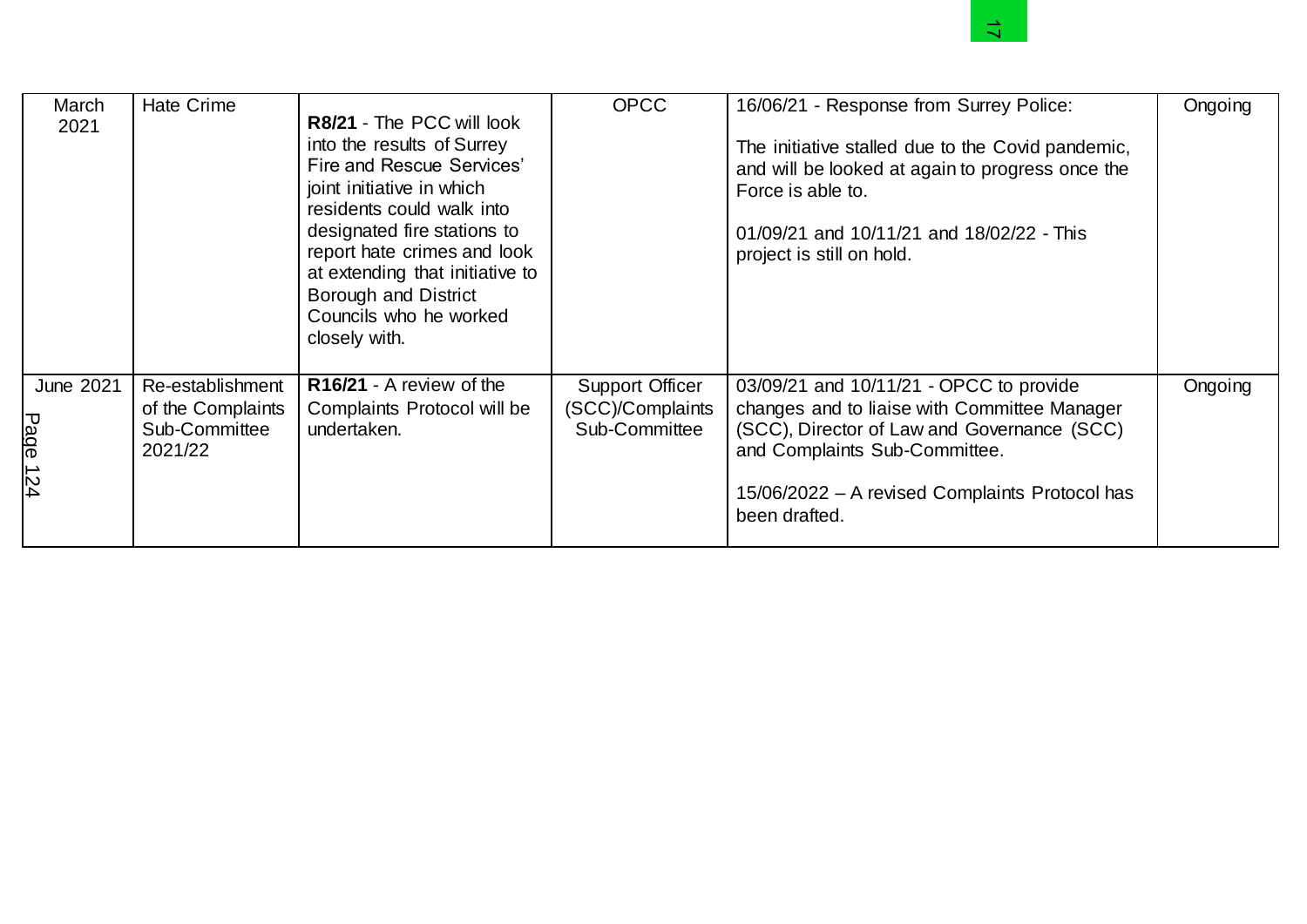| March 2021 | Hate Crime | **R8/21** - The PCC will look into the results of Surrey Fire and Rescue Services' joint initiative in which residents could walk into designated fire stations to report hate crimes and look at extending that initiative to Borough and District Councils who he worked closely with. | OPCC | 16/06/21 - Response from Surrey Police:<br><br>The initiative stalled due to the Covid pandemic, and will be looked at again to progress once the Force is able to.<br><br>01/09/21 and 10/11/21 and 18/02/22 - This project is still on hold. | Ongoing |
|---|---|---|---|---|---|
| June 2021 | Re-establishment of the Complaints Sub-Committee 2021/22 | **R16/21** - A review of the Complaints Protocol will be undertaken. | Support Officer (SCC)/Complaints Sub-Committee | 03/09/21 and 10/11/21 - OPCC to provide changes and to liaise with Committee Manager (SCC), Director of Law and Governance (SCC) and Complaints Sub-Committee.<br><br>15/06/2022 – A revised Complaints Protocol has been drafted. | Ongoing |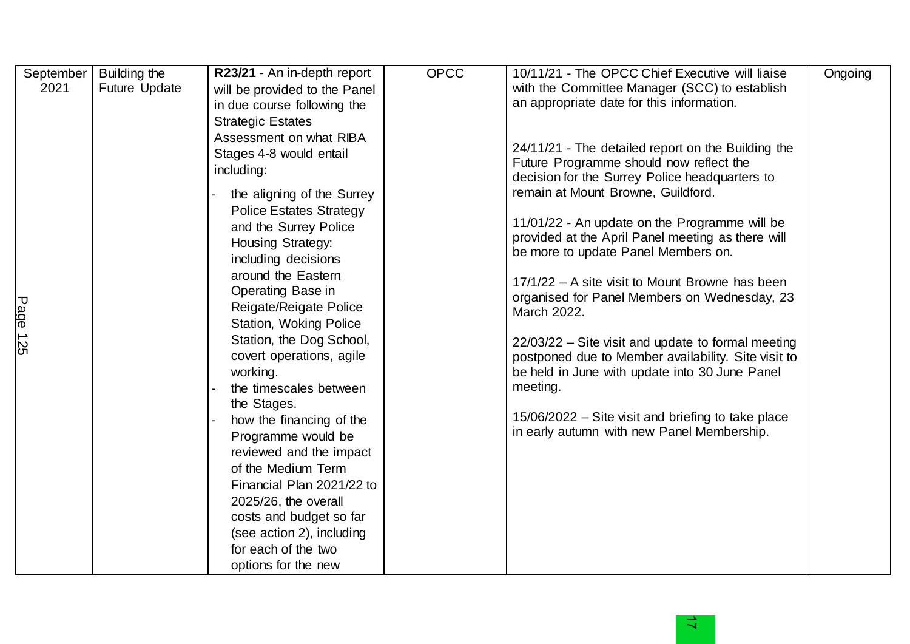| | | | | | |
|---|---|---|---|---|---|
| September 2021 | Building the Future Update | **R23/21** - An in-depth report will be provided to the Panel in due course following the Strategic Estates Assessment on what RIBA Stages 4-8 would entail including:<br>- the aligning of the Surrey Police Estates Strategy and the Surrey Police Housing Strategy: including decisions around the Eastern Operating Base in Reigate/Reigate Police Station, Woking Police Station, the Dog School, covert operations, agile working.<br>- the timescales between the Stages.<br>- how the financing of the Programme would be reviewed and the impact of the Medium Term Financial Plan 2021/22 to 2025/26, the overall costs and budget so far (see action 2), including for each of the two options for the new | OPCC | 10/11/21 - The OPCC Chief Executive will liaise with the Committee Manager (SCC) to establish an appropriate date for this information.<br><br>24/11/21 - The detailed report on the Building the Future Programme should now reflect the decision for the Surrey Police headquarters to remain at Mount Browne, Guildford.<br><br>11/01/22 - An update on the Programme will be provided at the April Panel meeting as there will be more to update Panel Members on.<br><br>17/1/22 – A site visit to Mount Browne has been organised for Panel Members on Wednesday, 23 March 2022.<br><br>22/03/22 – Site visit and update to formal meeting postponed due to Member availability. Site visit to be held in June with update into 30 June Panel meeting.<br><br>15/06/2022 – Site visit and briefing to take place in early autumn with new Panel Membership. | Ongoing |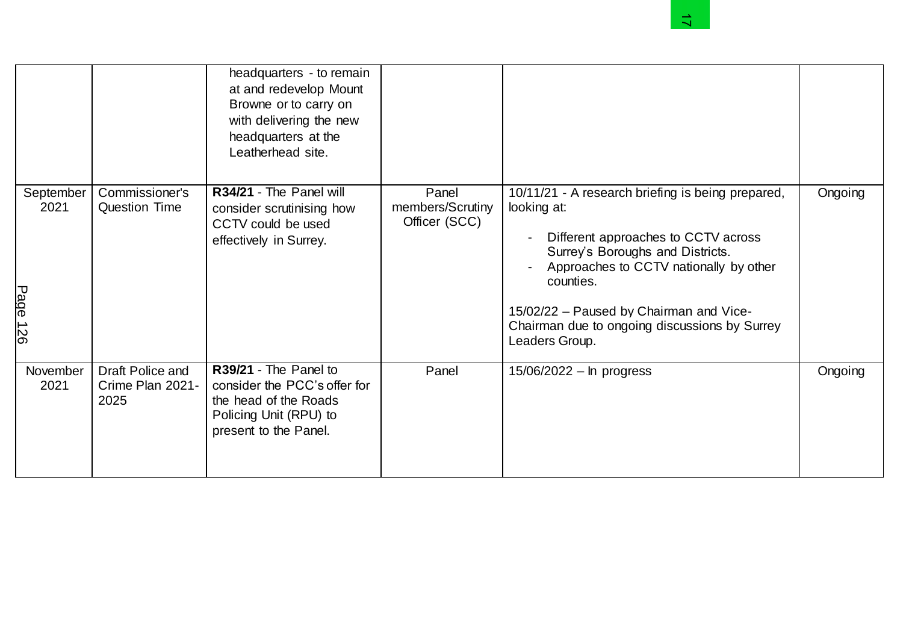| | | | | | |
|---|---|---|---|---|---|
| | | headquarters - to remain at and redevelop Mount Browne or to carry on with delivering the new headquarters at the Leatherhead site. | | | |
| September 2021 | Commissioner's Question Time | **R34/21** - The Panel will consider scrutinising how CCTV could be used effectively in Surrey. | Panel members/Scrutiny Officer (SCC) | 10/11/21 - A research briefing is being prepared, looking at:<br>- Different approaches to CCTV across Surrey's Boroughs and Districts.<br>- Approaches to CCTV nationally by other counties.<br><br>15/02/22 – Paused by Chairman and Vice-Chairman due to ongoing discussions by Surrey Leaders Group. | Ongoing |
| November 2021 | Draft Police and Crime Plan 2021-2025 | **R39/21** - The Panel to consider the PCC's offer for the head of the Roads Policing Unit (RPU) to present to the Panel. | Panel | 15/06/2022 – In progress | Ongoing |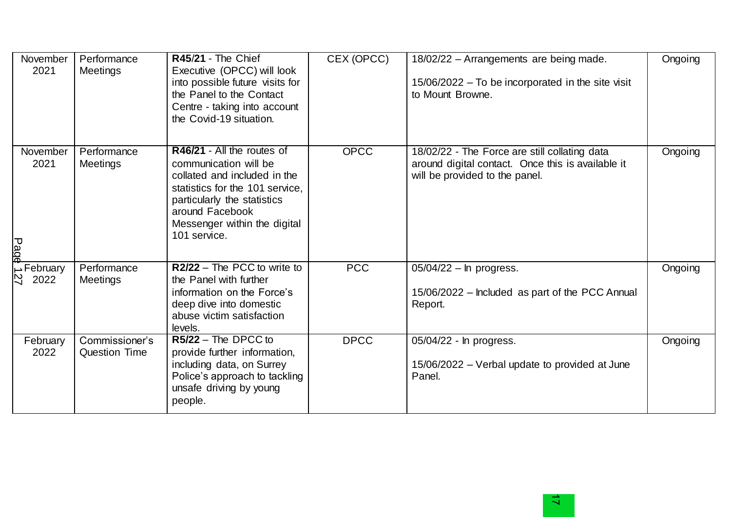| November 2021 | Performance Meetings | **R45/21** - The Chief Executive (OPCC) will look into possible future visits for the Panel to the Contact Centre - taking into account the Covid-19 situation. | CEX (OPCC) | 18/02/22 – Arrangements are being made.<br><br>15/06/2022 – To be incorporated in the site visit to Mount Browne. | Ongoing |
|---|---|---|---|---|---|
| November 2021 | Performance Meetings | **R46/21** - All the routes of communication will be collated and included in the statistics for the 101 service, particularly the statistics around Facebook Messenger within the digital 101 service. | OPCC | 18/02/22 - The Force are still collating data around digital contact. Once this is available it will be provided to the panel. | Ongoing |
| February 2022 | Performance Meetings | **R2/22** – The PCC to write to the Panel with further information on the Force's deep dive into domestic abuse victim satisfaction levels. | PCC | 05/04/22 – In progress.<br><br>15/06/2022 – Included as part of the PCC Annual Report. | Ongoing |
| February 2022 | Commissioner's Question Time | **R5/22** – The DPCC to provide further information, including data, on Surrey Police's approach to tackling unsafe driving by young people. | DPCC | 05/04/22 - In progress.<br><br>15/06/2022 – Verbal update to provided at June Panel. | Ongoing |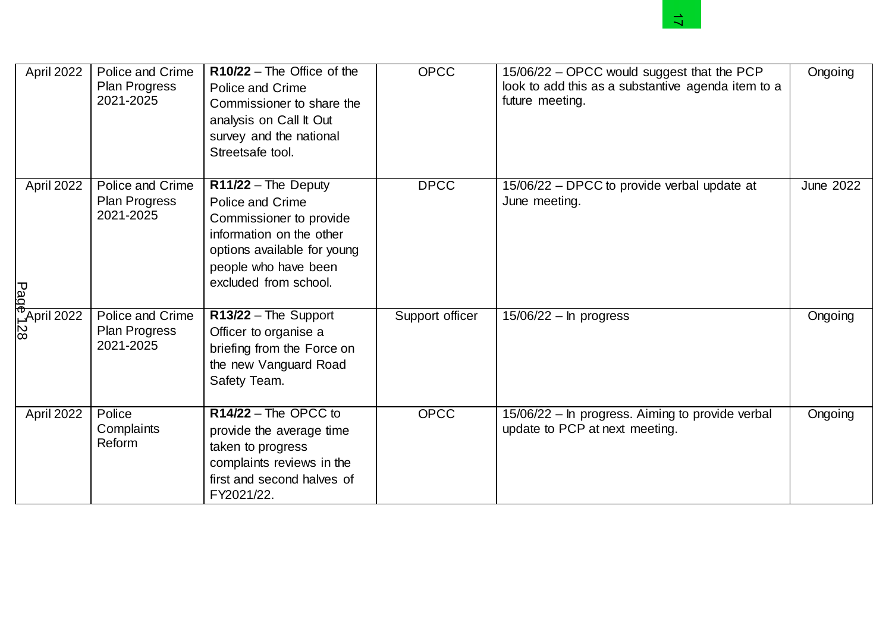| April 2022 | Police and Crime Plan Progress 2021-2025 | **R10/22** – The Office of the Police and Crime Commissioner to share the analysis on Call It Out survey and the national Streetsafe tool. | OPCC | 15/06/22 – OPCC would suggest that the PCP look to add this as a substantive agenda item to a future meeting. | Ongoing |
|---|---|---|---|---|---|
| April 2022 | Police and Crime Plan Progress 2021-2025 | **R11/22** – The Deputy Police and Crime Commissioner to provide information on the other options available for young people who have been excluded from school. | DPCC | 15/06/22 – DPCC to provide verbal update at June meeting. | June 2022 |
| April 2022 | Police and Crime Plan Progress 2021-2025 | **R13/22** – The Support Officer to organise a briefing from the Force on the new Vanguard Road Safety Team. | Support officer | 15/06/22 – In progress | Ongoing |
| April 2022 | Police Complaints Reform | **R14/22** – The OPCC to provide the average time taken to progress complaints reviews in the first and second halves of FY2021/22. | OPCC | 15/06/22 – In progress. Aiming to provide verbal update to PCP at next meeting. | Ongoing |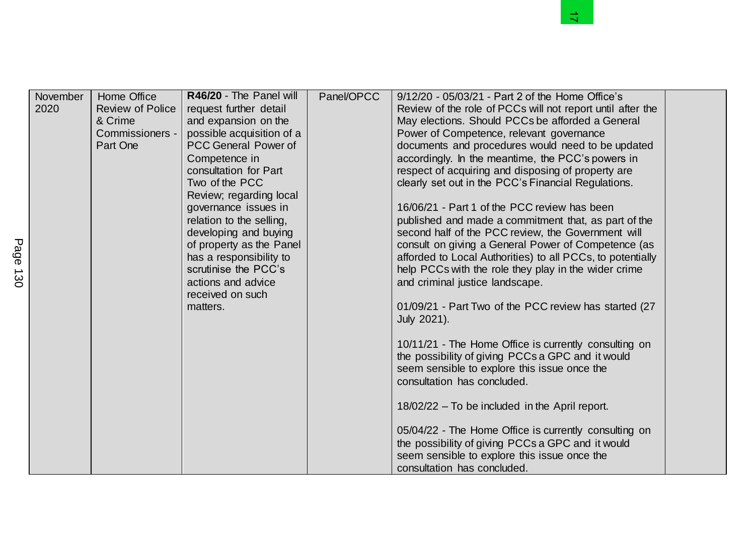| | | | | | |
|---|---|---|---|---|---|
| November 2020 | Home Office Review of Police & Crime Commissioners - Part One | **R46/20** - The Panel will request further detail and expansion on the possible acquisition of a PCC General Power of Competence in consultation for Part Two of the PCC Review; regarding local governance issues in relation to the selling, developing and buying of property as the Panel has a responsibility to scrutinise the PCC's actions and advice received on such matters. | Panel/OPCC | 9/12/20 - 05/03/21 - Part 2 of the Home Office's Review of the role of PCCs will not report until after the May elections. Should PCCs be afforded a General Power of Competence, relevant governance documents and procedures would need to be updated accordingly. In the meantime, the PCC's powers in respect of acquiring and disposing of property are clearly set out in the PCC's Financial Regulations.<br><br>16/06/21 - Part 1 of the PCC review has been published and made a commitment that, as part of the second half of the PCC review, the Government will consult on giving a General Power of Competence (as afforded to Local Authorities) to all PCCs, to potentially help PCCs with the role they play in the wider crime and criminal justice landscape.<br><br>01/09/21 - Part Two of the PCC review has started (27 July 2021).<br><br>10/11/21 - The Home Office is currently consulting on the possibility of giving PCCs a GPC and it would seem sensible to explore this issue once the consultation has concluded.<br><br>18/02/22 – To be included in the April report.<br><br>05/04/22 - The Home Office is currently consulting on the possibility of giving PCCs a GPC and it would seem sensible to explore this issue once the consultation has concluded. | |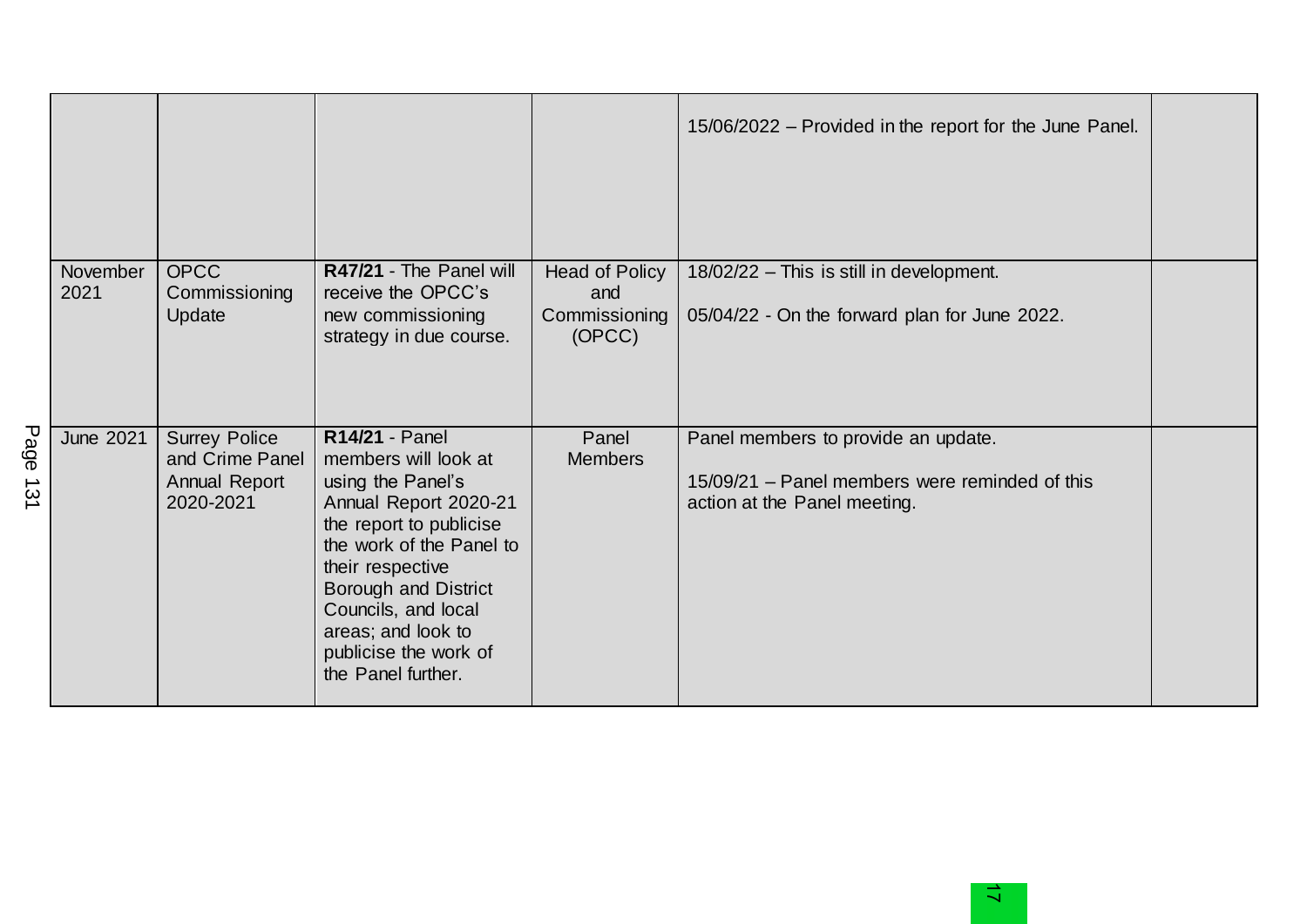| | | | | | |
|---|---|---|---|---|---|
| | | | | 15/06/2022 – Provided in the report for the June Panel. | |
| November 2021 | OPCC Commissioning Update | **R47/21** - The Panel will receive the OPCC's new commissioning strategy in due course. | Head of Policy and Commissioning (OPCC) | 18/02/22 – This is still in development.<br><br>05/04/22 - On the forward plan for June 2022. | |
| June 2021 | Surrey Police and Crime Panel Annual Report 2020-2021 | **R14/21** - Panel members will look at using the Panel's Annual Report 2020-21 the report to publicise the work of the Panel to their respective Borough and District Councils, and local areas; and look to publicise the work of the Panel further. | Panel Members | Panel members to provide an update.<br><br>15/09/21 – Panel members were reminded of this action at the Panel meeting. | |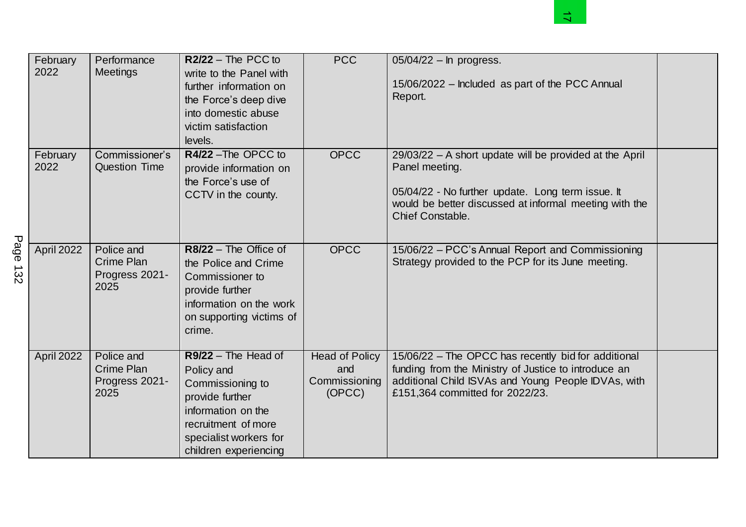| February 2022 | Performance Meetings | **R2/22** – The PCC to write to the Panel with further information on the Force's deep dive into domestic abuse victim satisfaction levels. | PCC | 05/04/22 – In progress.<br><br>15/06/2022 – Included as part of the PCC Annual Report. | |
|---|---|---|---|---|---|
| February 2022 | Commissioner's Question Time | **R4/22** –The OPCC to provide information on the Force's use of CCTV in the county. | OPCC | 29/03/22 – A short update will be provided at the April Panel meeting.<br><br>05/04/22 - No further update. Long term issue. It would be better discussed at informal meeting with the Chief Constable. | |
| April 2022 | Police and Crime Plan Progress 2021-2025 | **R8/22** – The Office of the Police and Crime Commissioner to provide further information on the work on supporting victims of crime. | OPCC | 15/06/22 – PCC's Annual Report and Commissioning Strategy provided to the PCP for its June meeting. | |
| April 2022 | Police and Crime Plan Progress 2021-2025 | **R9/22** – The Head of Policy and Commissioning to provide further information on the recruitment of more specialist workers for children experiencing | Head of Policy and Commissioning (OPCC) | 15/06/22 – The OPCC has recently bid for additional funding from the Ministry of Justice to introduce an additional Child ISVAs and Young People IDVAs, with £151,364 committed for 2022/23. | |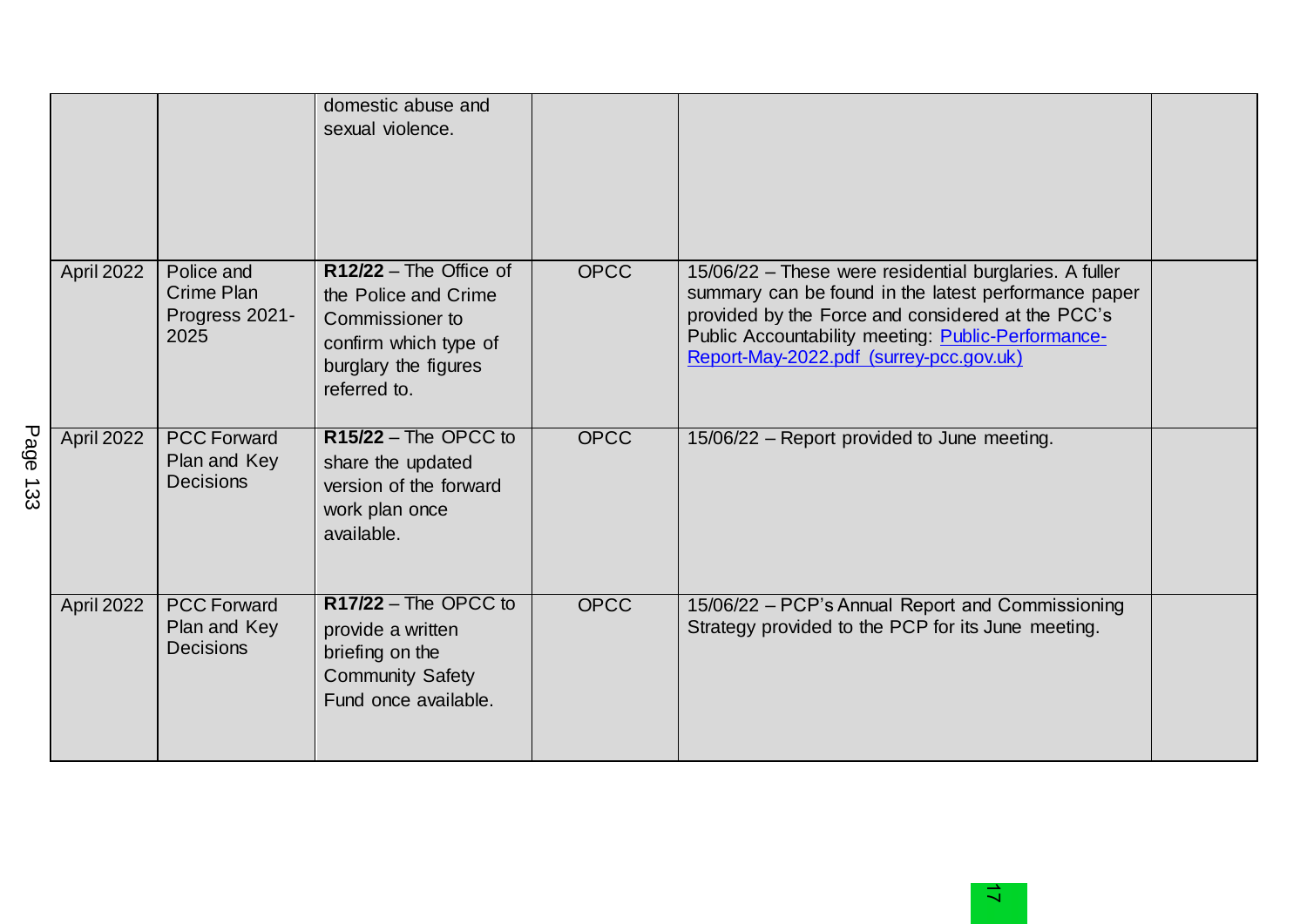| | | | | | |
|---|---|---|---|---|---|
| | | domestic abuse and sexual violence. | | | |
| April 2022 | Police and Crime Plan Progress 2021-2025 | **R12/22** – The Office of the Police and Crime Commissioner to confirm which type of burglary the figures referred to. | OPCC | 15/06/22 – These were residential burglaries. A fuller summary can be found in the latest performance paper provided by the Force and considered at the PCC's Public Accountability meeting: [Public-Performance-Report-May-2022.pdf (surrey-pcc.gov.uk)]() | |
| April 2022 | PCC Forward Plan and Key Decisions | **R15/22** – The OPCC to share the updated version of the forward work plan once available. | OPCC | 15/06/22 – Report provided to June meeting. | |
| April 2022 | PCC Forward Plan and Key Decisions | **R17/22** – The OPCC to provide a written briefing on the Community Safety Fund once available. | OPCC | 15/06/22 – PCP's Annual Report and Commissioning Strategy provided to the PCP for its June meeting. | |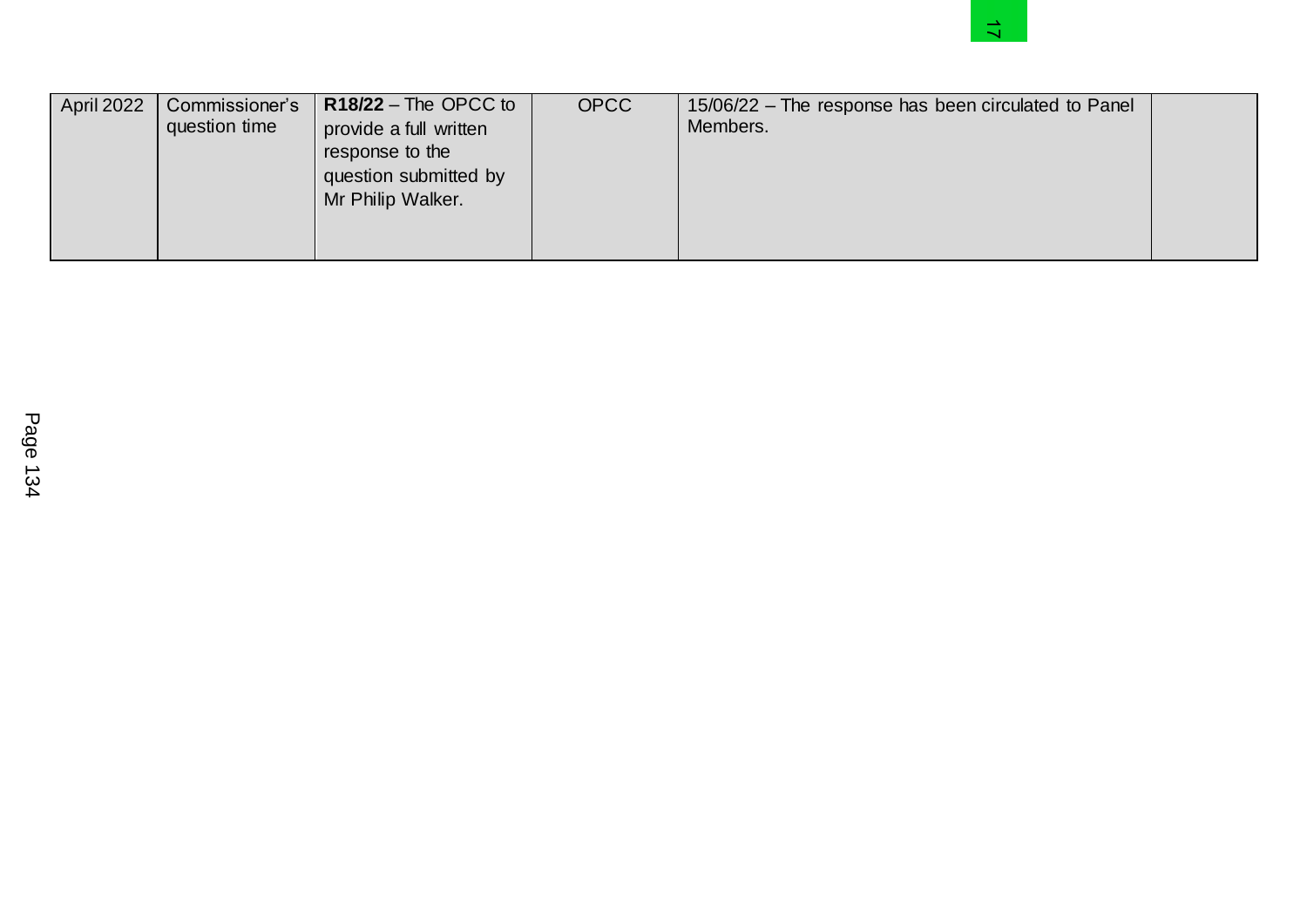| | | | | | |
|---|---|---|---|---|---|
| April 2022 | Commissioner's question time | **R18/22** – The OPCC to provide a full written response to the question submitted by Mr Philip Walker. | OPCC | 15/06/22 – The response has been circulated to Panel Members. | |